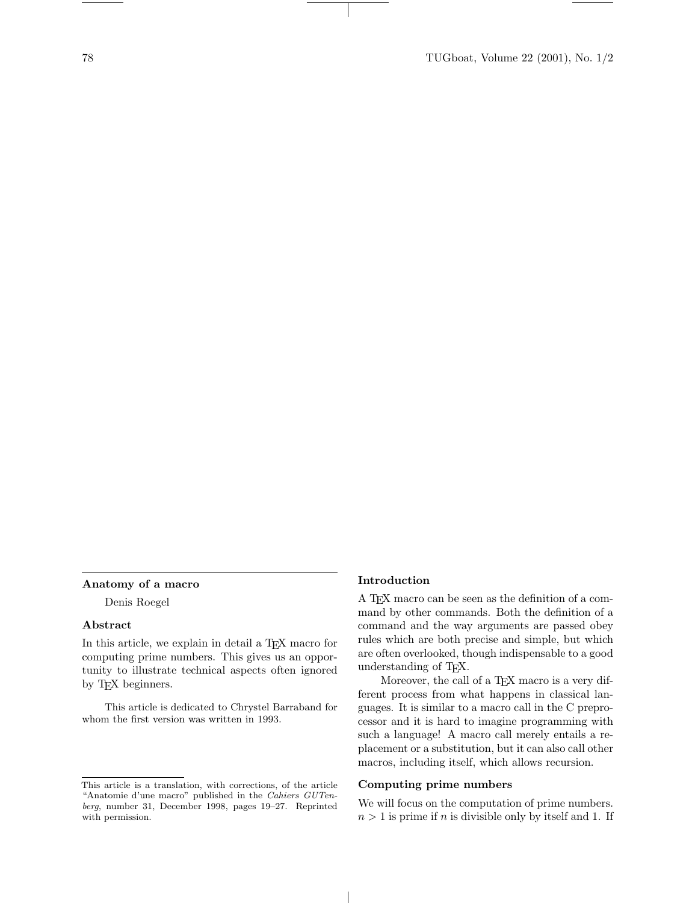# Anatomy of a macro

Denis Roegel

## Abstract

In this article, we explain in detail a TEX macro for computing prime numbers. This gives us an opportunity to illustrate technical aspects often ignored by TEX beginners.

This article is dedicated to Chrystel Barraband for whom the first version was written in 1993.

This article is a translation, with corrections, of the article "Anatomie d'une macro" published in the *Cahiers GUTenberg*, number 31, December 1998, pages 19–27. Reprinted with permission.

## Introduction

A TEX macro can be seen as the definition of a command by other commands. Both the definition of a command and the way arguments are passed obey rules which are both precise and simple, but which are often overlooked, though indispensable to a good understanding of TEX.

Moreover, the call of a TEX macro is a very different process from what happens in classical languages. It is similar to a macro call in the C preprocessor and it is hard to imagine programming with such a language! A macro call merely entails a replacement or a substitution, but it can also call other macros, including itself, which allows recursion.

## Computing prime numbers

We will focus on the computation of prime numbers. $n > 1$ is prime if $n$ is divisible only by itself and 1. If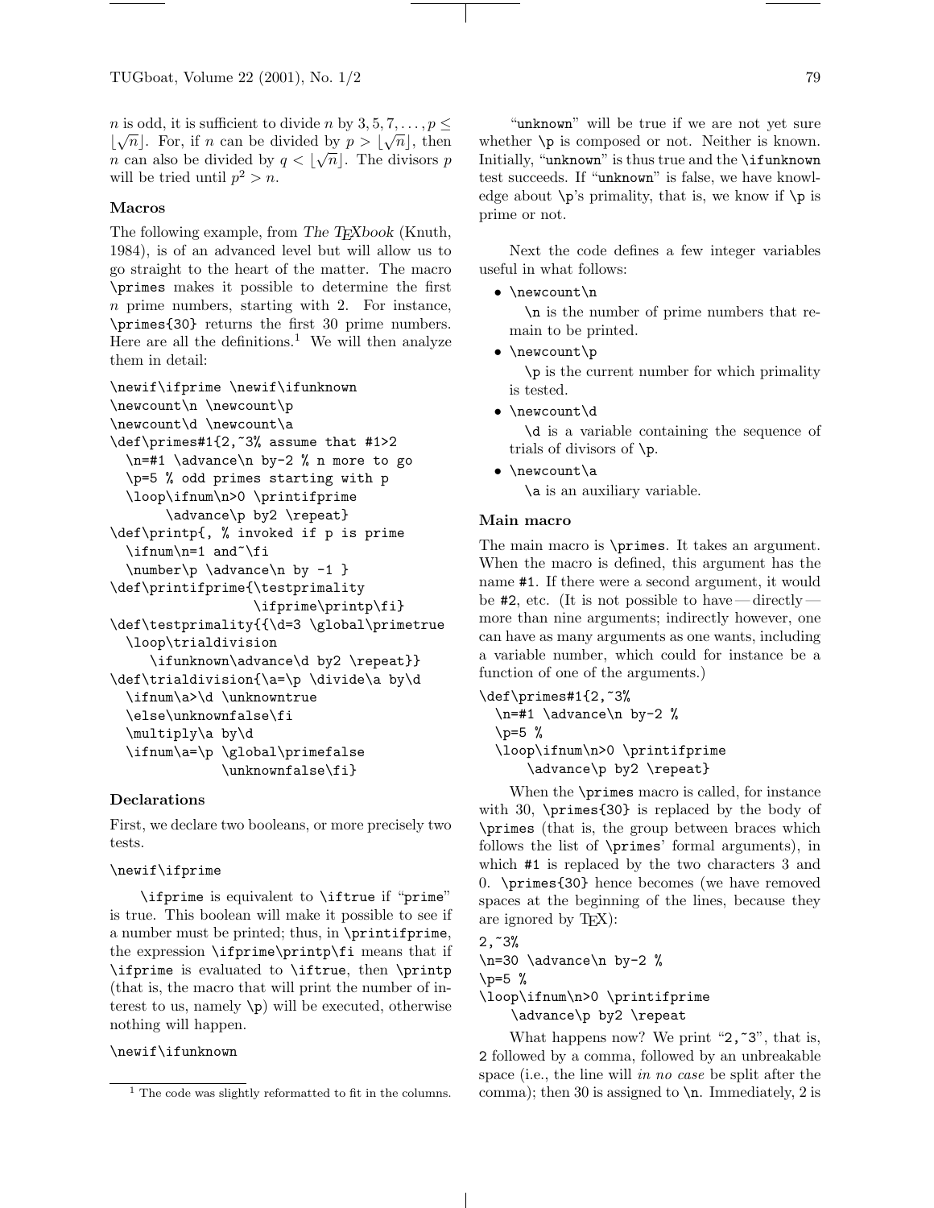$n$ is odd, it is sufficient to divide $n$ by $3, 5, 7, \ldots, p \leq \lfloor\sqrt{n}\rfloor$. For, if $n$ can be divided by $p > \lfloor\sqrt{n}\rfloor$, then $n$ can also be divided by $q < \lfloor\sqrt{n}\rfloor$. The divisors $p$ will be tried until $p^2 > n$.

### Macros

The following example, from *The TeXbook* (Knuth, 1984), is of an advanced level but will allow us to go straight to the heart of the matter. The macro `\primes` makes it possible to determine the first $n$ prime numbers, starting with 2. For instance, `\primes{30}` returns the first 30 prime numbers. Here are all the definitions.[1] We will then analyze them in detail:

```
\newif\ifprime \newif\ifunknown
\newcount\n \newcount\p
\newcount\d \newcount\a
\def\primes#1{2,~3% assume that #1>2
  \n=#1 \advance\n by-2 % n more to go
  \p=5 % odd primes starting with p
  \loop\ifnum\n>0 \printifprime
       \advance\p by2 \repeat}
\def\printp{, % invoked if p is prime
  \ifnum\n=1 and~\fi
  \number\p \advance\n by -1 }
\def\printifprime{\testprimality
                 \ifprime\printp\fi}
\def\testprimality{{\d=3 \global\primetrue
  \loop\trialdivision
     \ifunknown\advance\d by2 \repeat}}
\def\trialdivision{\a=\p \divide\a by\d
  \ifnum\a>\d \unknowntrue
  \else\unknownfalse\fi
  \multiply\a by\d
  \ifnum\a=\p \global\primefalse
              \unknownfalse\fi}
```

### Declarations

First, we declare two booleans, or more precisely two tests.

```
\newif\ifprime
```

`\ifprime` is equivalent to `\iftrue` if "`prime`" is true. This boolean will make it possible to see if a number must be printed; thus, in `\printifprime`, the expression `\ifprime\printp\fi` means that if `\ifprime` is evaluated to `\iftrue`, then `\printp` (that is, the macro that will print the number of interest to us, namely `\p`) will be executed, otherwise nothing will happen.

```
\newif\ifunknown
```

"`unknown`" will be true if we are not yet sure whether `\p` is composed or not. Neither is known. Initially, "`unknown`" is thus true and the `\ifunknown` test succeeds. If "`unknown`" is false, we have knowledge about `\p`'s primality, that is, we know if `\p` is prime or not.

Next the code defines a few integer variables useful in what follows:

- `\newcount\n`

  `\n` is the number of prime numbers that remain to be printed.
- `\newcount\p`

  `\p` is the current number for which primality is tested.
- `\newcount\d`

  `\d` is a variable containing the sequence of trials of divisors of `\p`.
- `\newcount\a`

  `\a` is an auxiliary variable.

### Main macro

The main macro is `\primes`. It takes an argument. When the macro is defined, this argument has the name `#1`. If there were a second argument, it would be `#2`, etc. (It is not possible to have — directly — more than nine arguments; indirectly however, one can have as many arguments as one wants, including a variable number, which could for instance be a function of one of the arguments.)

```
\def\primes#1{2,~3%
  \n=#1 \advance\n by-2 %
  \p=5 %
  \loop\ifnum\n>0 \printifprime
      \advance\p by2 \repeat}
```

When the `\primes` macro is called, for instance with 30, `\primes{30}` is replaced by the body of `\primes` (that is, the group between braces which follows the list of `\primes`' formal arguments), in which `#1` is replaced by the two characters 3 and 0. `\primes{30}` hence becomes (we have removed spaces at the beginning of the lines, because they are ignored by TeX):

```
2,~3%
\n=30 \advance\n by-2 %
\p=5 %
\loop\ifnum\n>0 \printifprime
    \advance\p by2 \repeat
```

What happens now? We print "`2,~3`", that is, 2 followed by a comma, followed by an unbreakable space (i.e., the line will *in no case* be split after the comma); then 30 is assigned to `\n`. Immediately, 2 is

[1] The code was slightly reformatted to fit in the columns.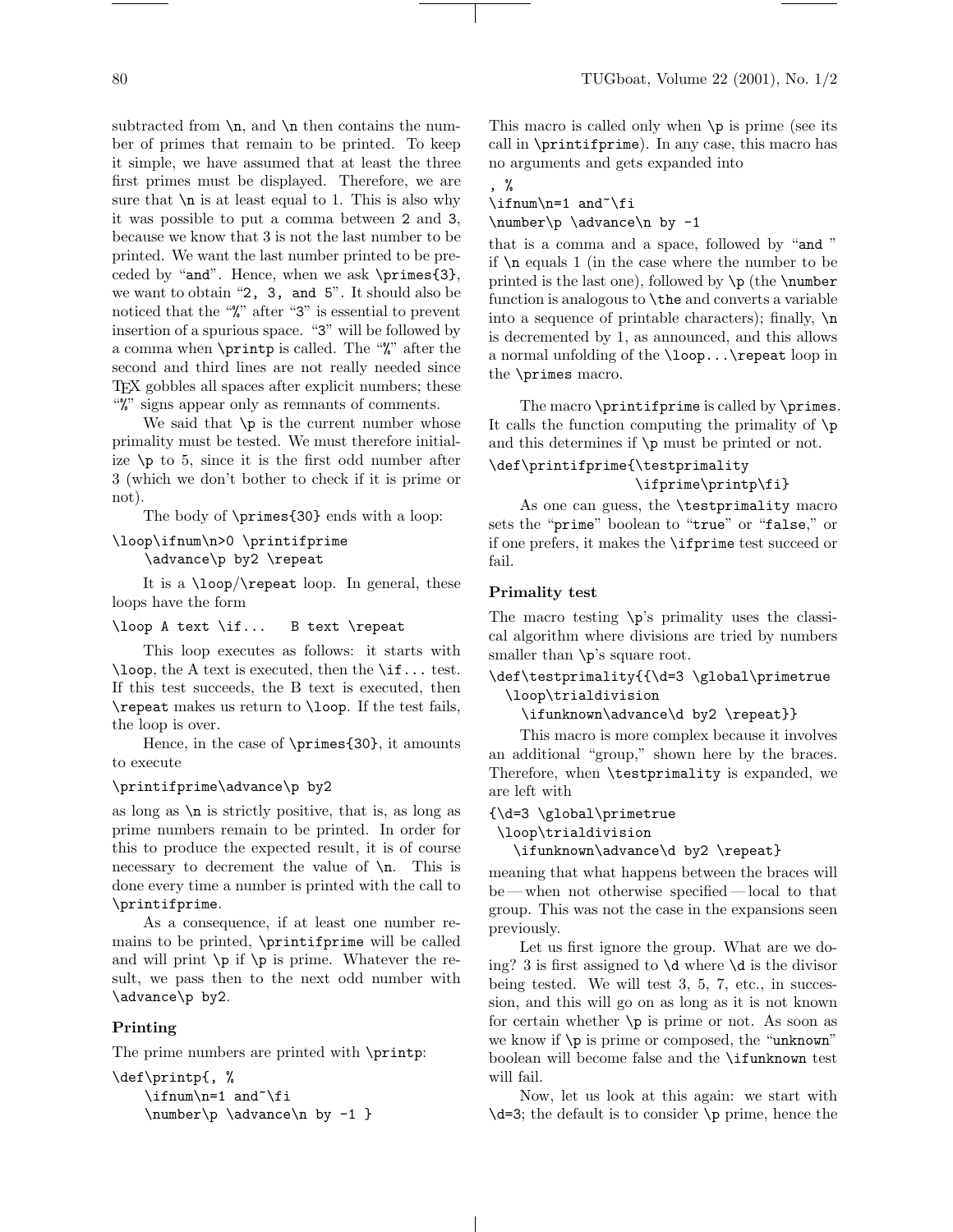subtracted from `\n`, and `\n` then contains the number of primes that remain to be printed. To keep it simple, we have assumed that at least the three first primes must be displayed. Therefore, we are sure that `\n` is at least equal to 1. This is also why it was possible to put a comma between 2 and 3, because we know that 3 is not the last number to be printed. We want the last number printed to be preceded by "`and`". Hence, when we ask `\primes{3}`, we want to obtain "`2, 3, and 5`". It should also be noticed that the "`%`" after "3" is essential to prevent insertion of a spurious space. "3" will be followed by a comma when `\printp` is called. The "`%`" after the second and third lines are not really needed since TeX gobbles all spaces after explicit numbers; these "`%`" signs appear only as remnants of comments.

We said that `\p` is the current number whose primality must be tested. We must therefore initialize `\p` to 5, since it is the first odd number after 3 (which we don't bother to check if it is prime or not).

The body of `\primes{30}` ends with a loop:

```
\loop\ifnum\n>0 \printifprime
    \advance\p by2 \repeat
```

It is a `\loop`/`\repeat` loop. In general, these loops have the form

```
\loop A text \if...   B text \repeat
```

This loop executes as follows: it starts with `\loop`, the A text is executed, then the `\if...` test. If this test succeeds, the B text is executed, then `\repeat` makes us return to `\loop`. If the test fails, the loop is over.

Hence, in the case of `\primes{30}`, it amounts to execute

```
\printifprime\advance\p by2
```

as long as `\n` is strictly positive, that is, as long as prime numbers remain to be printed. In order for this to produce the expected result, it is of course necessary to decrement the value of `\n`. This is done every time a number is printed with the call to `\printifprime`.

As a consequence, if at least one number remains to be printed, `\printifprime` will be called and will print `\p` if `\p` is prime. Whatever the result, we pass then to the next odd number with `\advance\p by2`.

### Printing

The prime numbers are printed with `\printp`:

```
\def\printp{, %
    \ifnum\n=1 and~\fi
    \number\p \advance\n by -1 }
```

This macro is called only when `\p` is prime (see its call in `\printifprime`). In any case, this macro has no arguments and gets expanded into

```
, %
\ifnum\n=1 and~\fi
\number\p \advance\n by -1
```

that is a comma and a space, followed by "`and` " if `\n` equals 1 (in the case where the number to be printed is the last one), followed by `\p` (the `\number` function is analogous to `\the` and converts a variable into a sequence of printable characters); finally, `\n` is decremented by 1, as announced, and this allows a normal unfolding of the `\loop...\repeat` loop in the `\primes` macro.

The macro `\printifprime` is called by `\primes`. It calls the function computing the primality of `\p` and this determines if `\p` must be printed or not.

```
\def\printifprime{\testprimality
                  \ifprime\printp\fi}
```

As one can guess, the `\testprimality` macro sets the "`prime`" boolean to "`true`" or "`false`," or if one prefers, it makes the `\ifprime` test succeed or fail.

### Primality test

The macro testing `\p`'s primality uses the classical algorithm where divisions are tried by numbers smaller than `\p`'s square root.

```
\def\testprimality{{\d=3 \global\primetrue
  \loop\trialdivision
    \ifunknown\advance\d by2 \repeat}}
```

This macro is more complex because it involves an additional "group," shown here by the braces. Therefore, when `\testprimality` is expanded, we are left with

```
{\d=3 \global\primetrue
 \loop\trialdivision
   \ifunknown\advance\d by2 \repeat}
```

meaning that what happens between the braces will be — when not otherwise specified — local to that group. This was not the case in the expansions seen previously.

Let us first ignore the group. What are we doing? 3 is first assigned to `\d` where `\d` is the divisor being tested. We will test 3, 5, 7, etc., in succession, and this will go on as long as it is not known for certain whether `\p` is prime or not. As soon as we know if `\p` is prime or composed, the "`unknown`" boolean will become false and the `\ifunknown` test will fail.

Now, let us look at this again: we start with `\d=3`; the default is to consider `\p` prime, hence the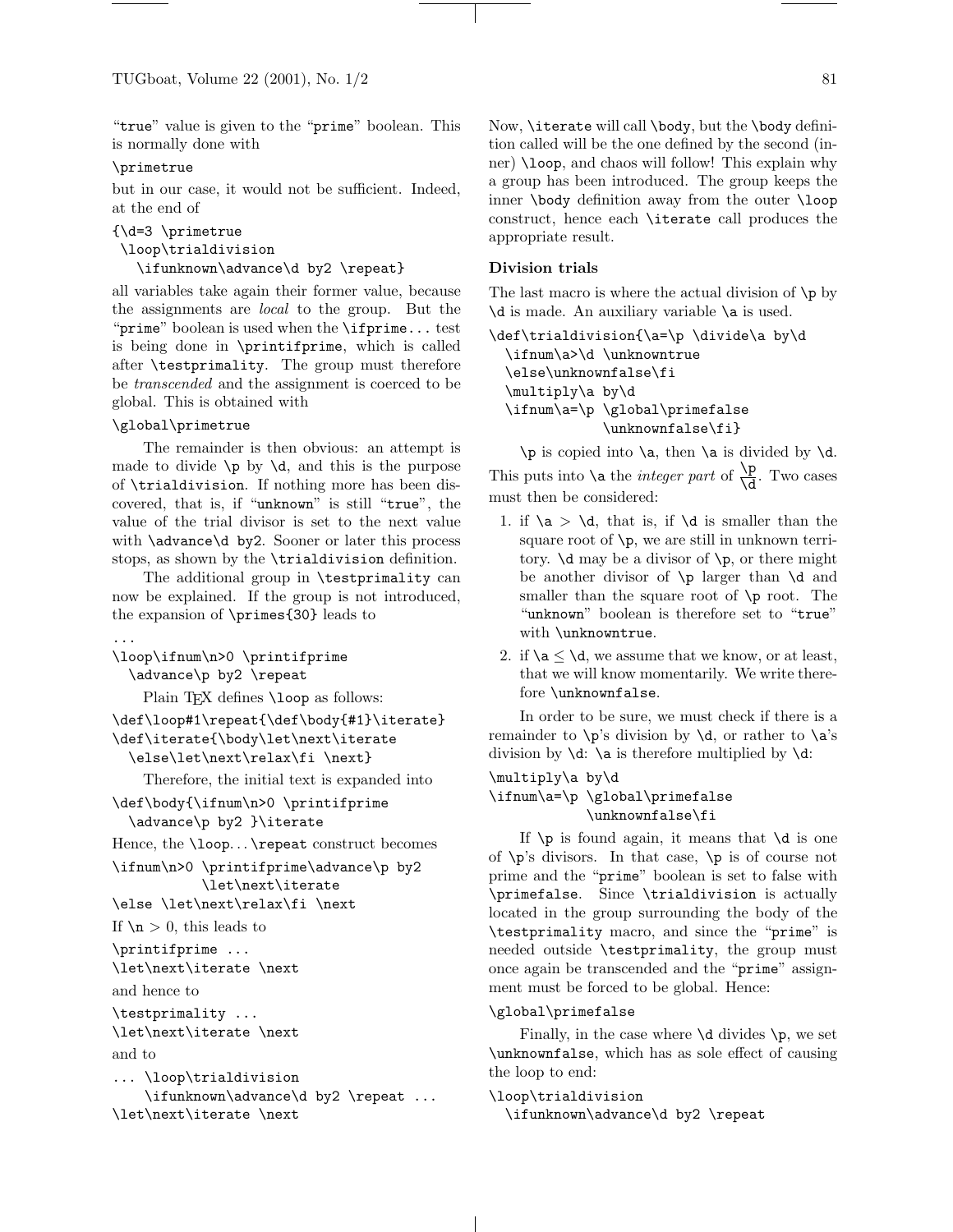"`true`" value is given to the "`prime`" boolean. This is normally done with

```
\primetrue
```

but in our case, it would not be sufficient. Indeed, at the end of

```
{\d=3 \primetrue
 \loop\trialdivision
   \ifunknown\advance\d by2 \repeat}
```

all variables take again their former value, because the assignments are *local* to the group. But the "`prime`" boolean is used when the `\ifprime`... test is being done in `\printifprime`, which is called after `\testprimality`. The group must therefore be *transcended* and the assignment is coerced to be global. This is obtained with

```
\global\primetrue
```

The remainder is then obvious: an attempt is made to divide `\p` by `\d`, and this is the purpose of `\trialdivision`. If nothing more has been discovered, that is, if "`unknown`" is still "`true`", the value of the trial divisor is set to the next value with `\advance\d by2`. Sooner or later this process stops, as shown by the `\trialdivision` definition.

The additional group in `\testprimality` can now be explained. If the group is not introduced, the expansion of `\primes{30}` leads to

```
...
\loop\ifnum\n>0 \printifprime
  \advance\p by2 \repeat
```

Plain TeX defines `\loop` as follows:

```
\def\loop#1\repeat{\def\body{#1}\iterate}
\def\iterate{\body\let\next\iterate
  \else\let\next\relax\fi \next}
```

Therefore, the initial text is expanded into

```
\def\body{\ifnum\n>0 \printifprime
  \advance\p by2 }\iterate
```

Hence, the `\loop`...`\repeat` construct becomes

```
\ifnum\n>0 \printifprime\advance\p by2
          \let\next\iterate
\else \let\next\relax\fi \next
```

If `\n` > 0, this leads to

```
\printifprime ...
\let\next\iterate \next
```

and hence to

```
\testprimality ...
\let\next\iterate \next
```

and to

```
... \loop\trialdivision
    \ifunknown\advance\d by2 \repeat ...
\let\next\iterate \next
```

Now, `\iterate` will call `\body`, but the `\body` definition called will be the one defined by the second (inner) `\loop`, and chaos will follow! This explain why a group has been introduced. The group keeps the inner `\body` definition away from the outer `\loop` construct, hence each `\iterate` call produces the appropriate result.

### Division trials

The last macro is where the actual division of `\p` by `\d` is made. An auxiliary variable `\a` is used.

```
\def\trialdivision{\a=\p \divide\a by\d
  \ifnum\a>\d \unknowntrue
  \else\unknownfalse\fi
  \multiply\a by\d
  \ifnum\a=\p \global\primefalse
              \unknownfalse\fi}
```

`\p` is copied into `\a`, then `\a` is divided by `\d`. This puts into `\a` the *integer part* of $\frac{\texttt{\textbackslash p}}{\texttt{\textbackslash d}}$. Two cases must then be considered:

1. if `\a` > `\d`, that is, if `\d` is smaller than the square root of `\p`, we are still in unknown territory. `\d` may be a divisor of `\p`, or there might be another divisor of `\p` larger than `\d` and smaller than the square root of `\p` root. The "`unknown`" boolean is therefore set to "`true`" with `\unknowntrue`.
2. if `\a` ≤ `\d`, we assume that we know, or at least, that we will know momentarily. We write therefore `\unknownfalse`.

In order to be sure, we must check if there is a remainder to `\p`'s division by `\d`, or rather to `\a`'s division by `\d`: `\a` is therefore multiplied by `\d`:

```
\multiply\a by\d
\ifnum\a=\p \global\primefalse
            \unknownfalse\fi
```

If `\p` is found again, it means that `\d` is one of `\p`'s divisors. In that case, `\p` is of course not prime and the "`prime`" boolean is set to false with `\primefalse`. Since `\trialdivision` is actually located in the group surrounding the body of the `\testprimality` macro, and since the "`prime`" is needed outside `\testprimality`, the group must once again be transcended and the "`prime`" assignment must be forced to be global. Hence:

```
\global\primefalse
```

Finally, in the case where `\d` divides `\p`, we set `\unknownfalse`, which has as sole effect of causing the loop to end:

```
\loop\trialdivision
  \ifunknown\advance\d by2 \repeat
```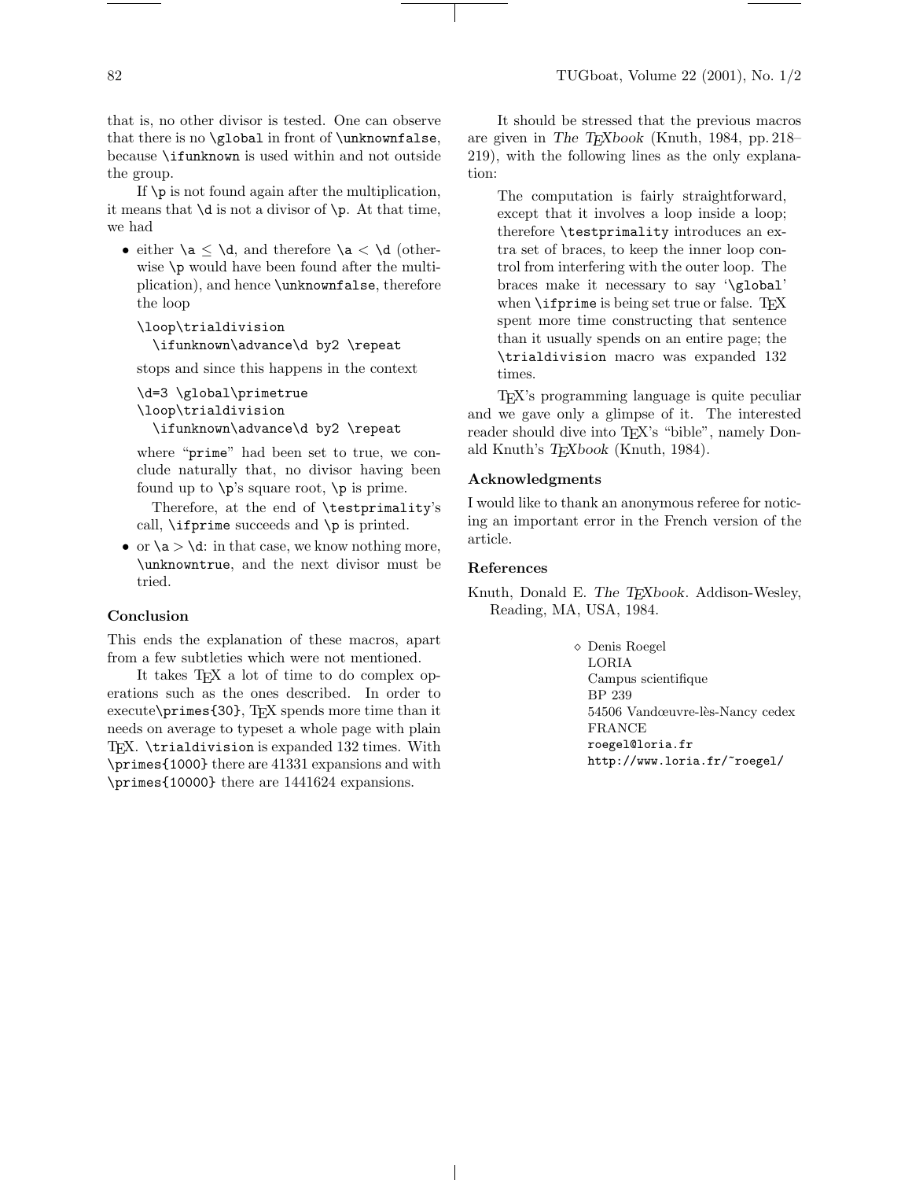that is, no other divisor is tested. One can observe that there is no `\global` in front of `\unknownfalse`, because `\ifunknown` is used within and not outside the group.

If `\p` is not found again after the multiplication, it means that `\d` is not a divisor of `\p`. At that time, we had

- either `\a` ≤ `\d`, and therefore `\a` < `\d` (otherwise `\p` would have been found after the multiplication), and hence `\unknownfalse`, therefore the loop

  ```
  \loop\trialdivision
    \ifunknown\advance\d by2 \repeat
  ```

  stops and since this happens in the context

  ```
  \d=3 \global\primetrue
  \loop\trialdivision
    \ifunknown\advance\d by2 \repeat
  ```

  where "`prime`" had been set to true, we conclude naturally that, no divisor having been found up to `\p`'s square root, `\p` is prime.

  Therefore, at the end of `\testprimality`'s call, `\ifprime` succeeds and `\p` is printed.

- or `\a` > `\d`: in that case, we know nothing more, `\unknowntrue`, and the next divisor must be tried.

### Conclusion

This ends the explanation of these macros, apart from a few subtleties which were not mentioned.

It takes TEX a lot of time to do complex operations such as the ones described. In order to execute`\primes{30}`, TEX spends more time than it needs on average to typeset a whole page with plain TEX. `\trialdivision` is expanded 132 times. With `\primes{1000}` there are 41331 expansions and with `\primes{10000}` there are 1441624 expansions.

It should be stressed that the previous macros are given in *The TEXbook* (Knuth, 1984, pp. 218–219), with the following lines as the only explanation:

> The computation is fairly straightforward, except that it involves a loop inside a loop; therefore `\testprimality` introduces an extra set of braces, to keep the inner loop control from interfering with the outer loop. The braces make it necessary to say '`\global`' when `\ifprime` is being set true or false. TEX spent more time constructing that sentence than it usually spends on an entire page; the `\trialdivision` macro was expanded 132 times.

TEX's programming language is quite peculiar and we gave only a glimpse of it. The interested reader should dive into TEX's "bible", namely Donald Knuth's *TEXbook* (Knuth, 1984).

### Acknowledgments

I would like to thank an anonymous referee for noticing an important error in the French version of the article.

### References

Knuth, Donald E. *The TEXbook*. Addison-Wesley, Reading, MA, USA, 1984.

◇ Denis Roegel
LORIA
Campus scientifique
BP 239
54506 Vandœuvre-lès-Nancy cedex
FRANCE
roegel@loria.fr
http://www.loria.fr/~roegel/